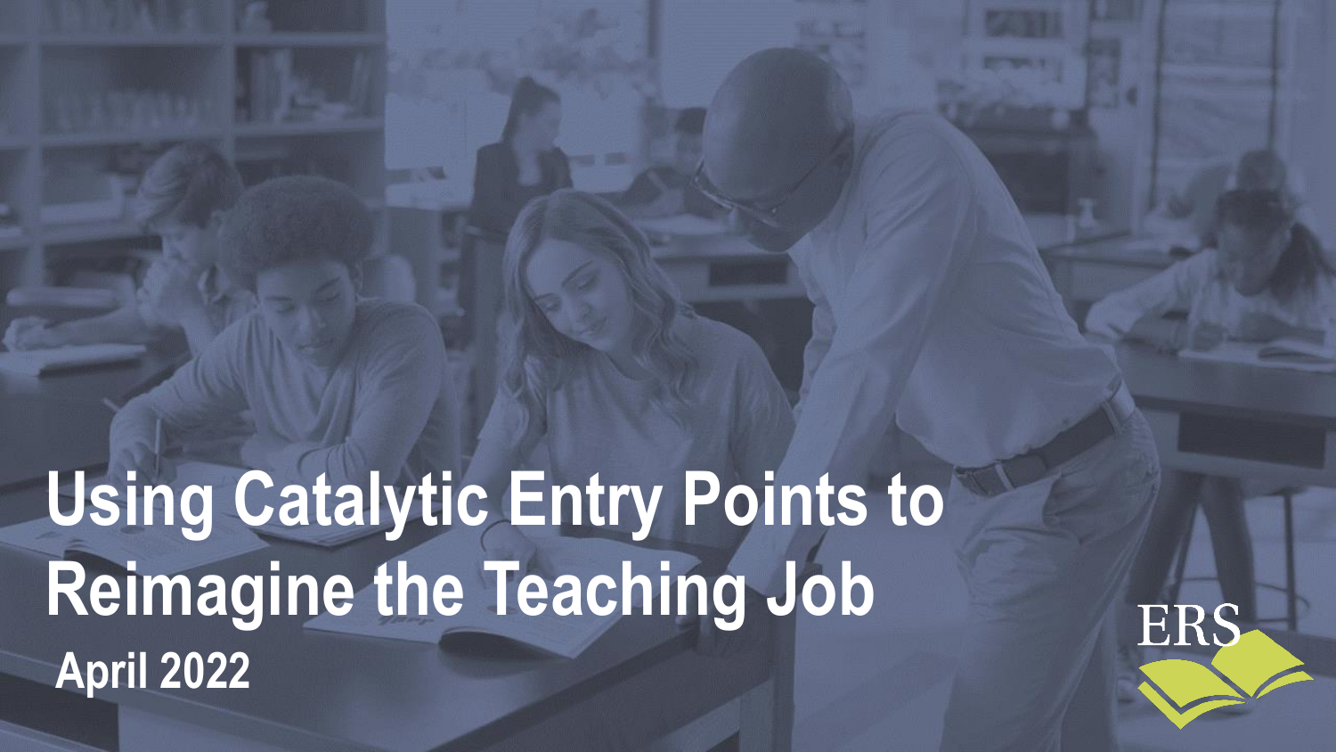# Using Catalytic Entry Points to Reimagine the Teaching Job

**April 2022**

ERS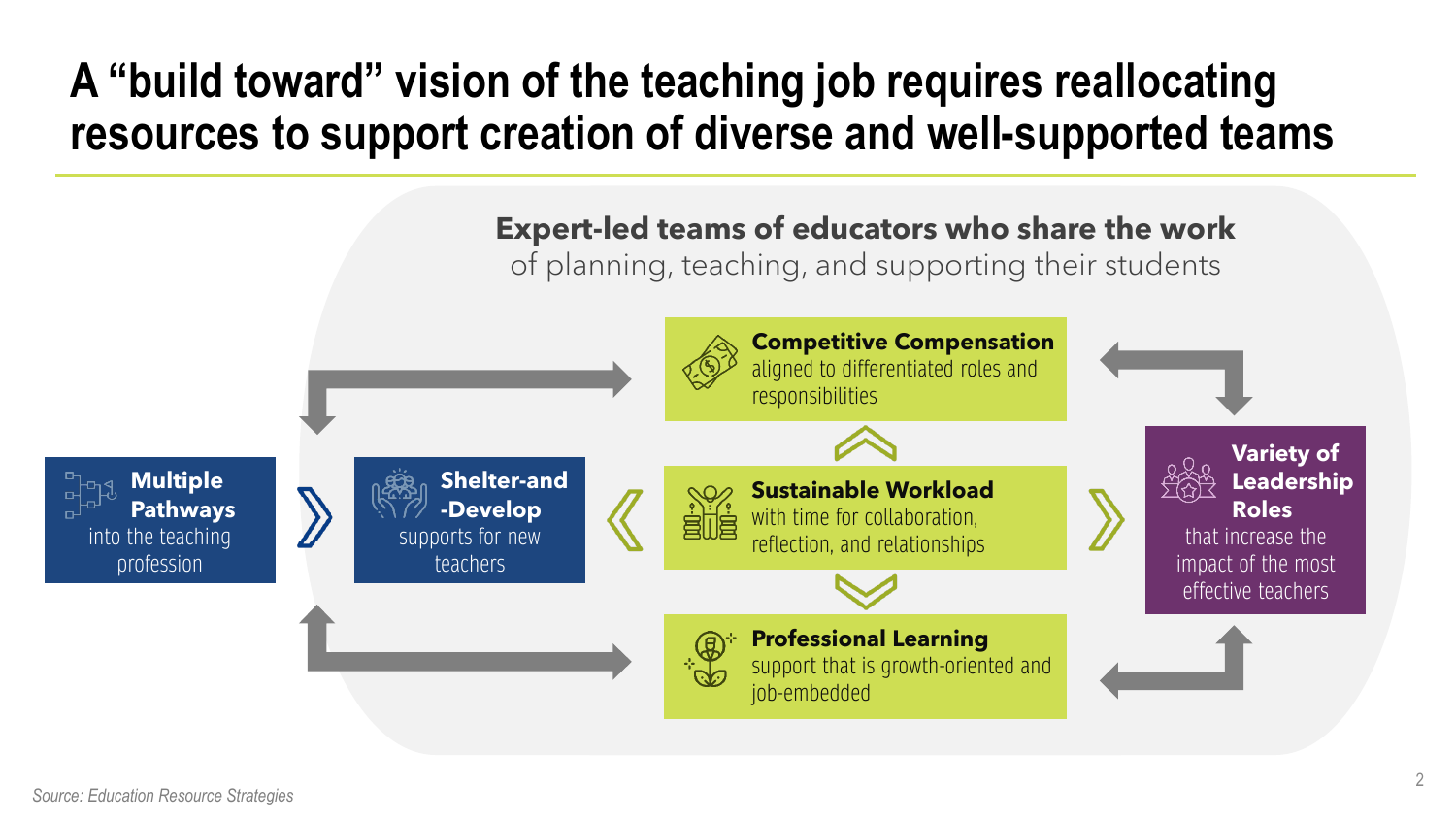# A "build toward" vision of the teaching job requires reallocating resources to support creation of diverse and well-supported teams

**Expert-led teams of educators who share the work** of planning, teaching, and supporting their students

**Multiple Pathways** into the teaching profession

**Shelter-and-Develop** supports for new teachers

**Competitive Compensation** aligned to differentiated roles and responsibilities

**Sustainable Workload** with time for collaboration, reflection, and relationships

**Professional Learning** support that is growth-oriented and job-embedded

**Variety of Leadership Roles** that increase the impact of the most effective teachers

*Source: Education Resource Strategies*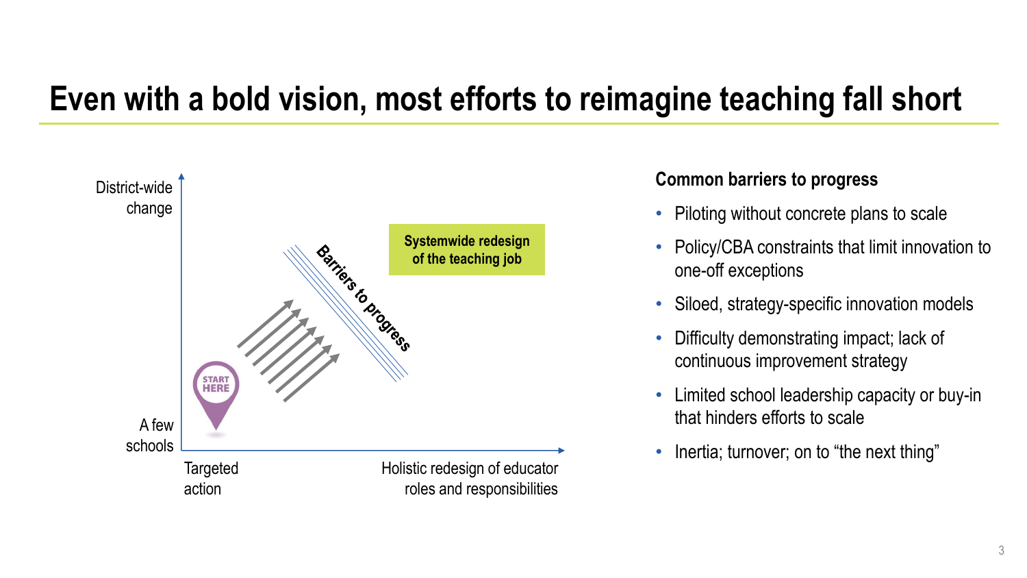# Even with a bold vision, most efforts to reimagine teaching fall short

District-wide change

A few schools

Targeted action

Holistic redesign of educator roles and responsibilities

START HERE

Barriers to progress

**Systemwide redesign of the teaching job**

**Common barriers to progress**

- Piloting without concrete plans to scale
- Policy/CBA constraints that limit innovation to one-off exceptions
- Siloed, strategy-specific innovation models
- Difficulty demonstrating impact; lack of continuous improvement strategy
- Limited school leadership capacity or buy-in that hinders efforts to scale
- Inertia; turnover; on to "the next thing"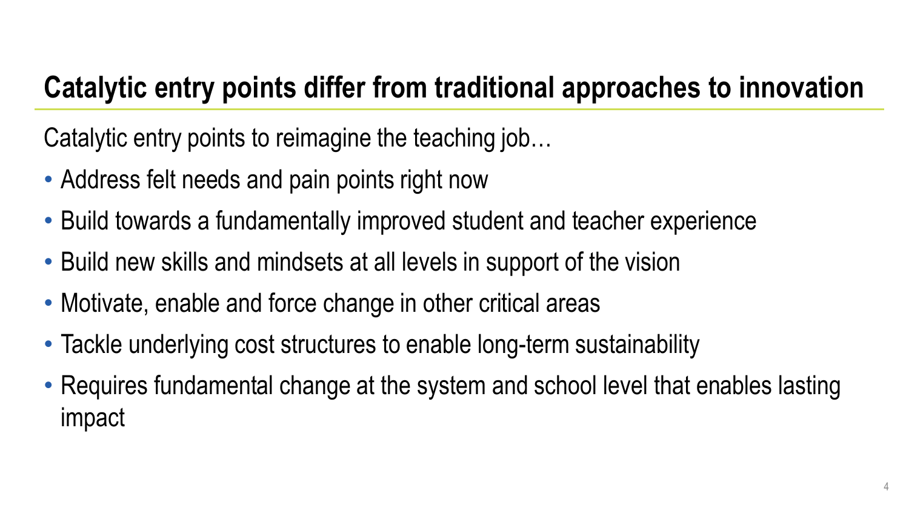# Catalytic entry points differ from traditional approaches to innovation

Catalytic entry points to reimagine the teaching job…

- Address felt needs and pain points right now
- Build towards a fundamentally improved student and teacher experience
- Build new skills and mindsets at all levels in support of the vision
- Motivate, enable and force change in other critical areas
- Tackle underlying cost structures to enable long-term sustainability
- Requires fundamental change at the system and school level that enables lasting impact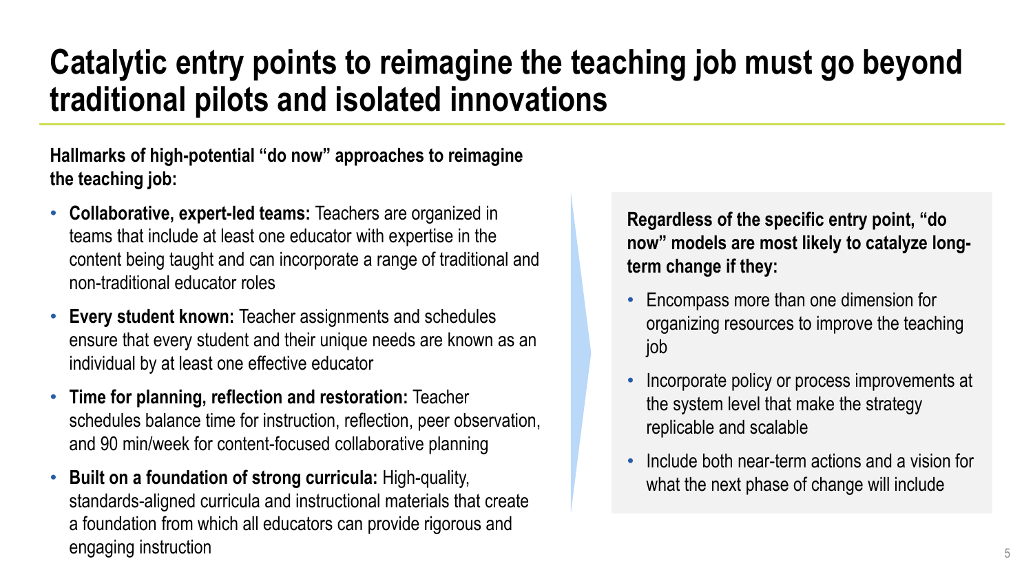# Catalytic entry points to reimagine the teaching job must go beyond traditional pilots and isolated innovations

**Hallmarks of high-potential "do now" approaches to reimagine the teaching job:**

- **Collaborative, expert-led teams:** Teachers are organized in teams that include at least one educator with expertise in the content being taught and can incorporate a range of traditional and non-traditional educator roles
- **Every student known:** Teacher assignments and schedules ensure that every student and their unique needs are known as an individual by at least one effective educator
- **Time for planning, reflection and restoration:** Teacher schedules balance time for instruction, reflection, peer observation, and 90 min/week for content-focused collaborative planning
- **Built on a foundation of strong curricula:** High-quality, standards-aligned curricula and instructional materials that create a foundation from which all educators can provide rigorous and engaging instruction

**Regardless of the specific entry point, "do now" models are most likely to catalyze long-term change if they:**

- Encompass more than one dimension for organizing resources to improve the teaching job
- Incorporate policy or process improvements at the system level that make the strategy replicable and scalable
- Include both near-term actions and a vision for what the next phase of change will include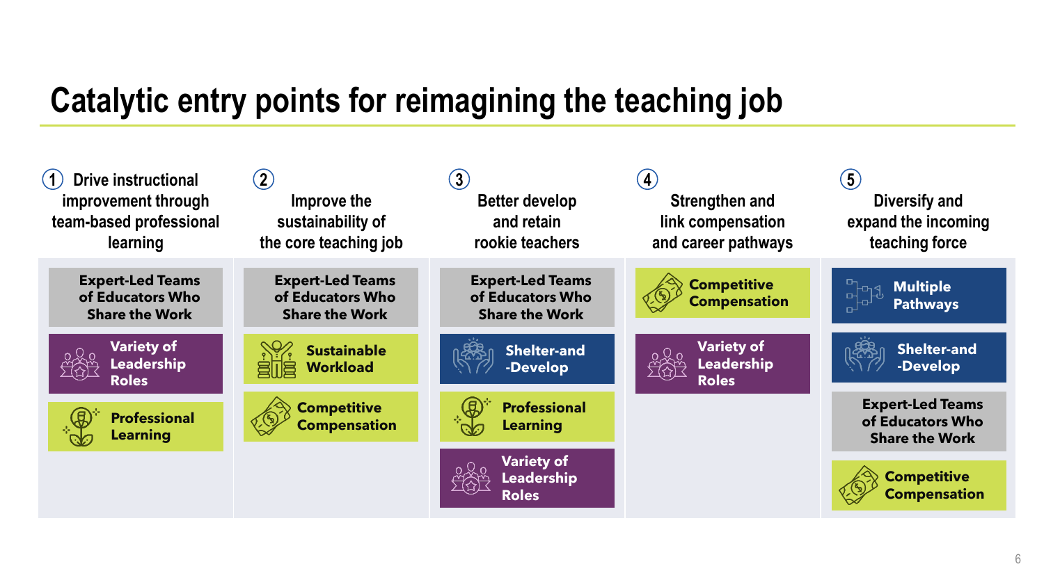# Catalytic entry points for reimagining the teaching job

## 1. Drive instructional improvement through team-based professional learning

- Expert-Led Teams of Educators Who Share the Work
- Variety of Leadership Roles
- Professional Learning

## 2. Improve the sustainability of the core teaching job

- Expert-Led Teams of Educators Who Share the Work
- Sustainable Workload
- Competitive Compensation

## 3. Better develop and retain rookie teachers

- Expert-Led Teams of Educators Who Share the Work
- Shelter-and-Develop
- Professional Learning
- Variety of Leadership Roles

## 4. Strengthen and link compensation and career pathways

- Competitive Compensation
- Variety of Leadership Roles

## 5. Diversify and expand the incoming teaching force

- Multiple Pathways
- Shelter-and-Develop
- Expert-Led Teams of Educators Who Share the Work
- Competitive Compensation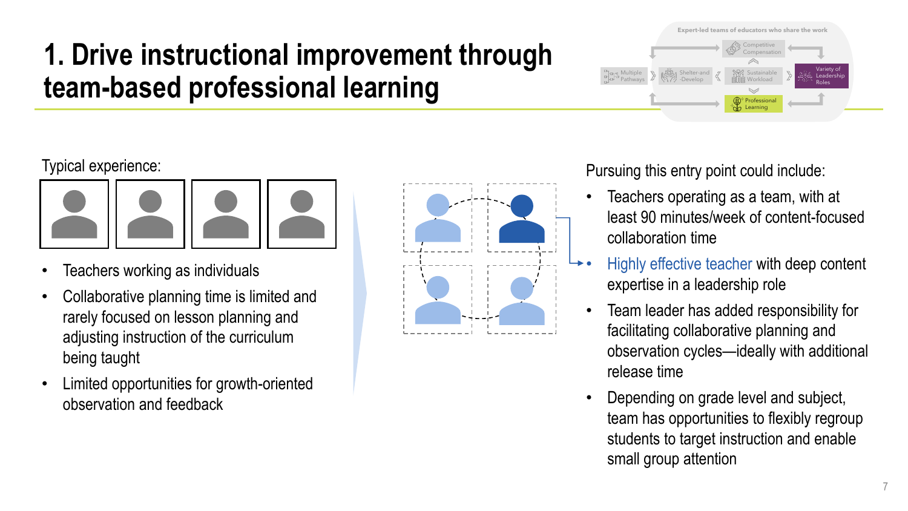# 1. Drive instructional improvement through team-based professional learning

Expert-led teams of educators who share the work

Competitive Compensation

Multiple Pathways

Shelter-and-Develop

Sustainable Workload

Variety of Leadership Roles

Professional Learning

Typical experience:

- Teachers working as individuals
- Collaborative planning time is limited and rarely focused on lesson planning and adjusting instruction of the curriculum being taught
- Limited opportunities for growth-oriented observation and feedback

Pursuing this entry point could include:

- Teachers operating as a team, with at least 90 minutes/week of content-focused collaboration time
- Highly effective teacher with deep content expertise in a leadership role
- Team leader has added responsibility for facilitating collaborative planning and observation cycles—ideally with additional release time
- Depending on grade level and subject, team has opportunities to flexibly regroup students to target instruction and enable small group attention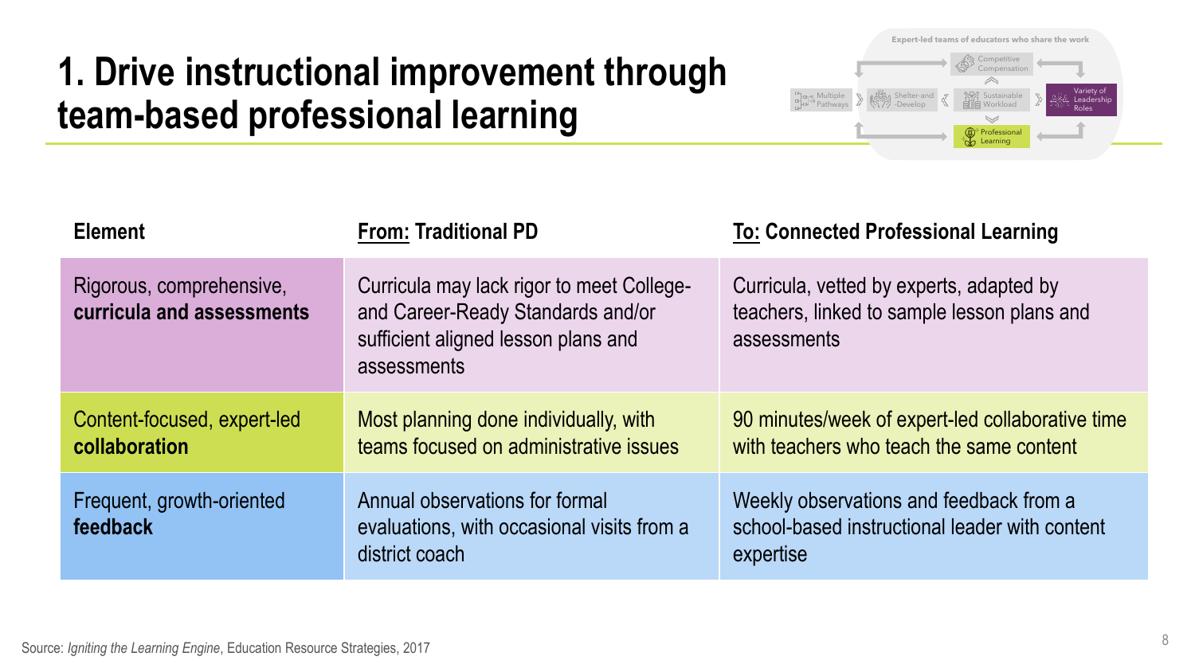# 1. Drive instructional improvement through team-based professional learning

Expert-led teams of educators who share the work

Competitive Compensation

Multiple Pathways | Shelter-and-Develop | Sustainable Workload | Variety of Leadership Roles

Professional Learning

| Element | From: Traditional PD | To: Connected Professional Learning |
|---|---|---|
| Rigorous, comprehensive, **curricula and assessments** | Curricula may lack rigor to meet College- and Career-Ready Standards and/or sufficient aligned lesson plans and assessments | Curricula, vetted by experts, adapted by teachers, linked to sample lesson plans and assessments |
| Content-focused, expert-led **collaboration** | Most planning done individually, with teams focused on administrative issues | 90 minutes/week of expert-led collaborative time with teachers who teach the same content |
| Frequent, growth-oriented **feedback** | Annual observations for formal evaluations, with occasional visits from a district coach | Weekly observations and feedback from a school-based instructional leader with content expertise |

Source: *Igniting the Learning Engine*, Education Resource Strategies, 2017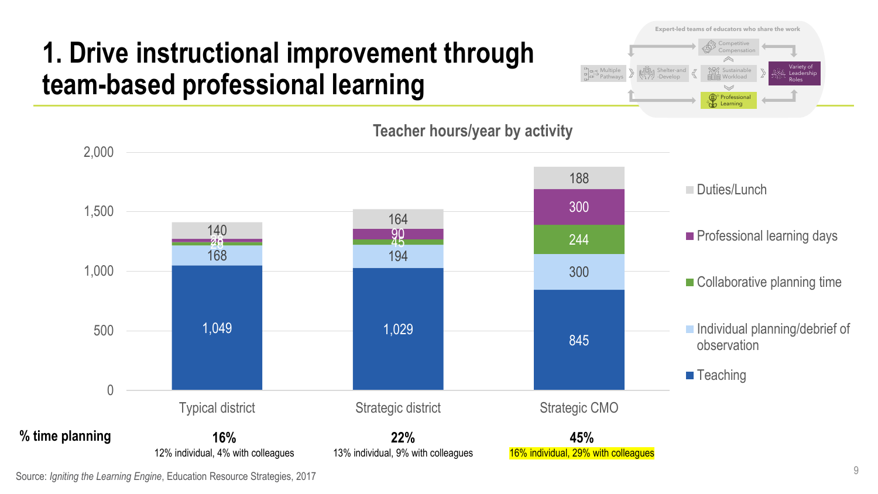# 1. Drive instructional improvement through team-based professional learning

Expert-led teams of educators who share the work

Competitive Compensation | Multiple Pathways | Shelter-and-Develop | Sustainable Workload | Variety of Leadership Roles | Professional Learning

**Teacher hours/year by activity**

| Activity | Typical district | Strategic district | Strategic CMO |
|---|---|---|---|
| Duties/Lunch | 140 | 164 | 188 |
| Professional learning days | 29 | 90 | 300 |
| Collaborative planning time | 29 | 45 | 244 |
| Individual planning/debrief of observation | 168 | 194 | 300 |
| Teaching | 1,049 | 1,029 | 845 |

| | Typical district | Strategic district | Strategic CMO |
|---|---|---|---|
| **% time planning** | **16%** 12% individual, 4% with colleagues | **22%** 13% individual, 9% with colleagues | **45%** 16% individual, 29% with colleagues |

Source: *Igniting the Learning Engine*, Education Resource Strategies, 2017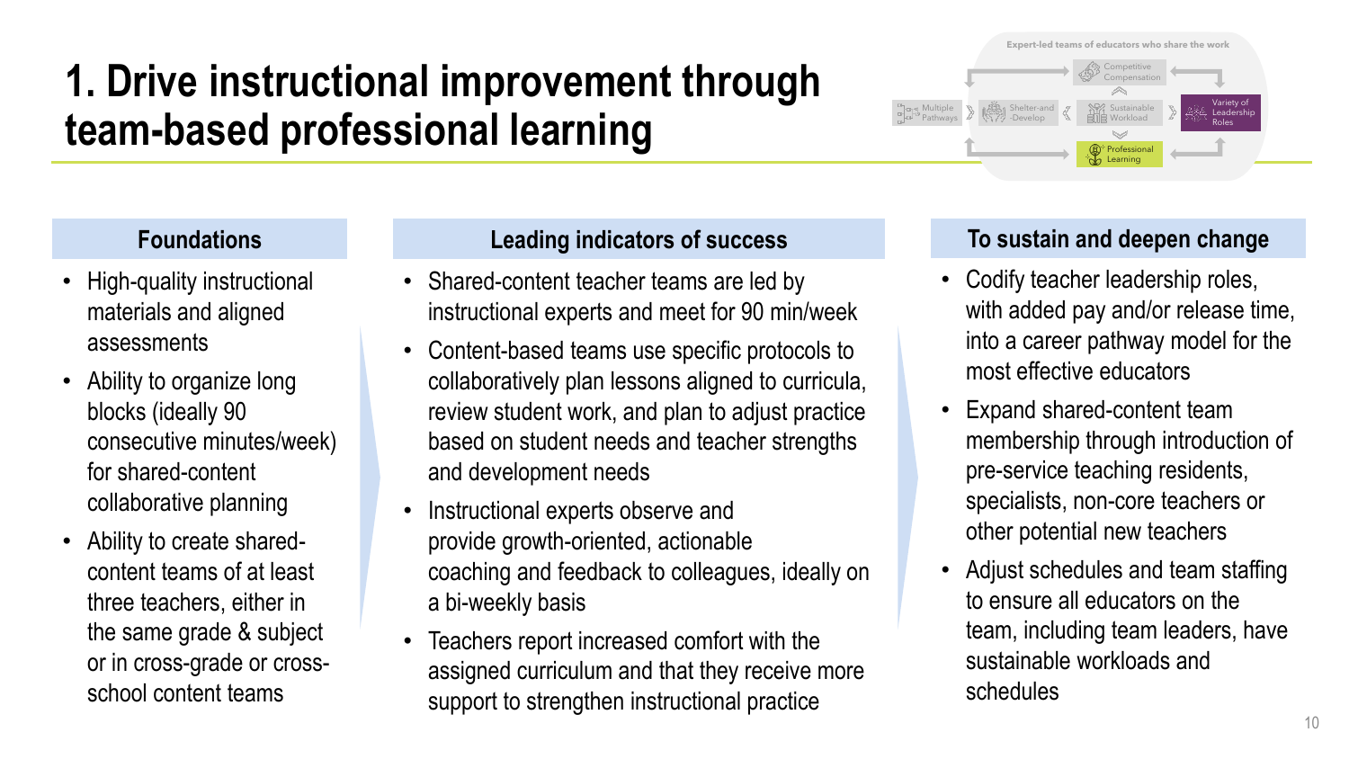# 1. Drive instructional improvement through team-based professional learning

Expert-led teams of educators who share the work

Competitive Compensation | Multiple Pathways | Shelter-and-Develop | Sustainable Workload | Variety of Leadership Roles | Professional Learning

### Foundations

- High-quality instructional materials and aligned assessments
- Ability to organize long blocks (ideally 90 consecutive minutes/week) for shared-content collaborative planning
- Ability to create shared-content teams of at least three teachers, either in the same grade & subject or in cross-grade or cross-school content teams

### Leading indicators of success

- Shared-content teacher teams are led by instructional experts and meet for 90 min/week
- Content-based teams use specific protocols to collaboratively plan lessons aligned to curricula, review student work, and plan to adjust practice based on student needs and teacher strengths and development needs
- Instructional experts observe and provide growth-oriented, actionable coaching and feedback to colleagues, ideally on a bi-weekly basis
- Teachers report increased comfort with the assigned curriculum and that they receive more support to strengthen instructional practice

### To sustain and deepen change

- Codify teacher leadership roles, with added pay and/or release time, into a career pathway model for the most effective educators
- Expand shared-content team membership through introduction of pre-service teaching residents, specialists, non-core teachers or other potential new teachers
- Adjust schedules and team staffing to ensure all educators on the team, including team leaders, have sustainable workloads and schedules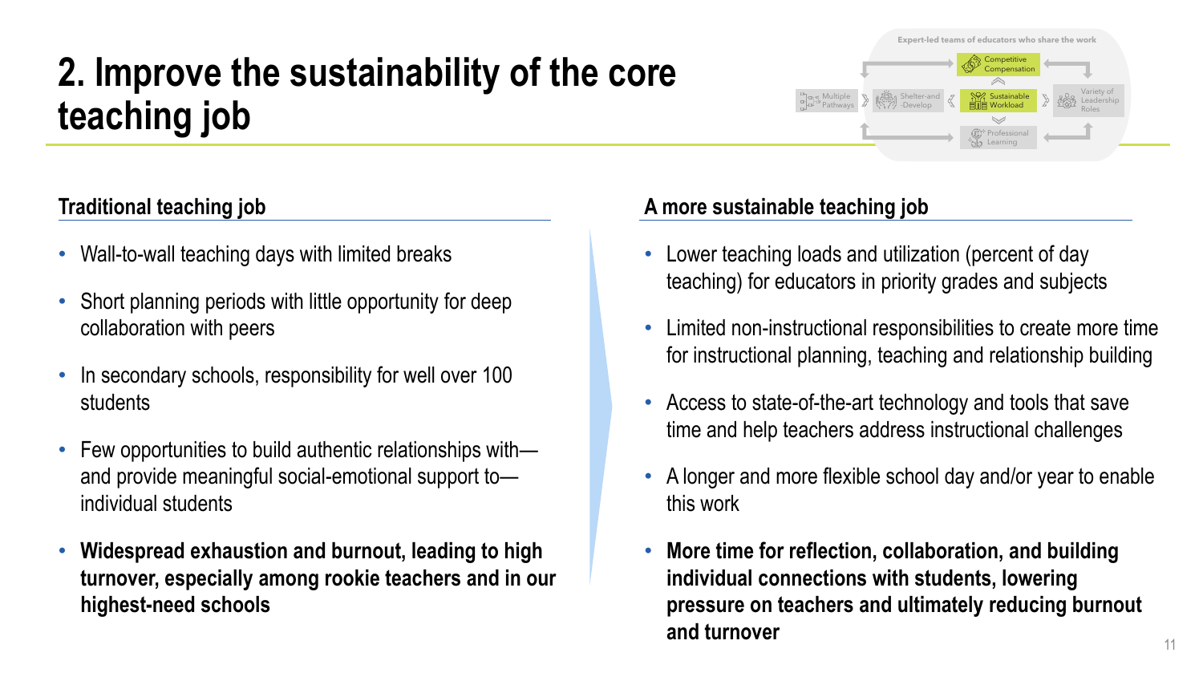# 2. Improve the sustainability of the core teaching job

Expert-led teams of educators who share the work

Competitive Compensation

Multiple Pathways | Shelter-and-Develop | Sustainable Workload | Variety of Leadership Roles

Professional Learning

### Traditional teaching job

- Wall-to-wall teaching days with limited breaks
- Short planning periods with little opportunity for deep collaboration with peers
- In secondary schools, responsibility for well over 100 students
- Few opportunities to build authentic relationships with—and provide meaningful social-emotional support to—individual students
- **Widespread exhaustion and burnout, leading to high turnover, especially among rookie teachers and in our highest-need schools**

### A more sustainable teaching job

- Lower teaching loads and utilization (percent of day teaching) for educators in priority grades and subjects
- Limited non-instructional responsibilities to create more time for instructional planning, teaching and relationship building
- Access to state-of-the-art technology and tools that save time and help teachers address instructional challenges
- A longer and more flexible school day and/or year to enable this work
- **More time for reflection, collaboration, and building individual connections with students, lowering pressure on teachers and ultimately reducing burnout and turnover**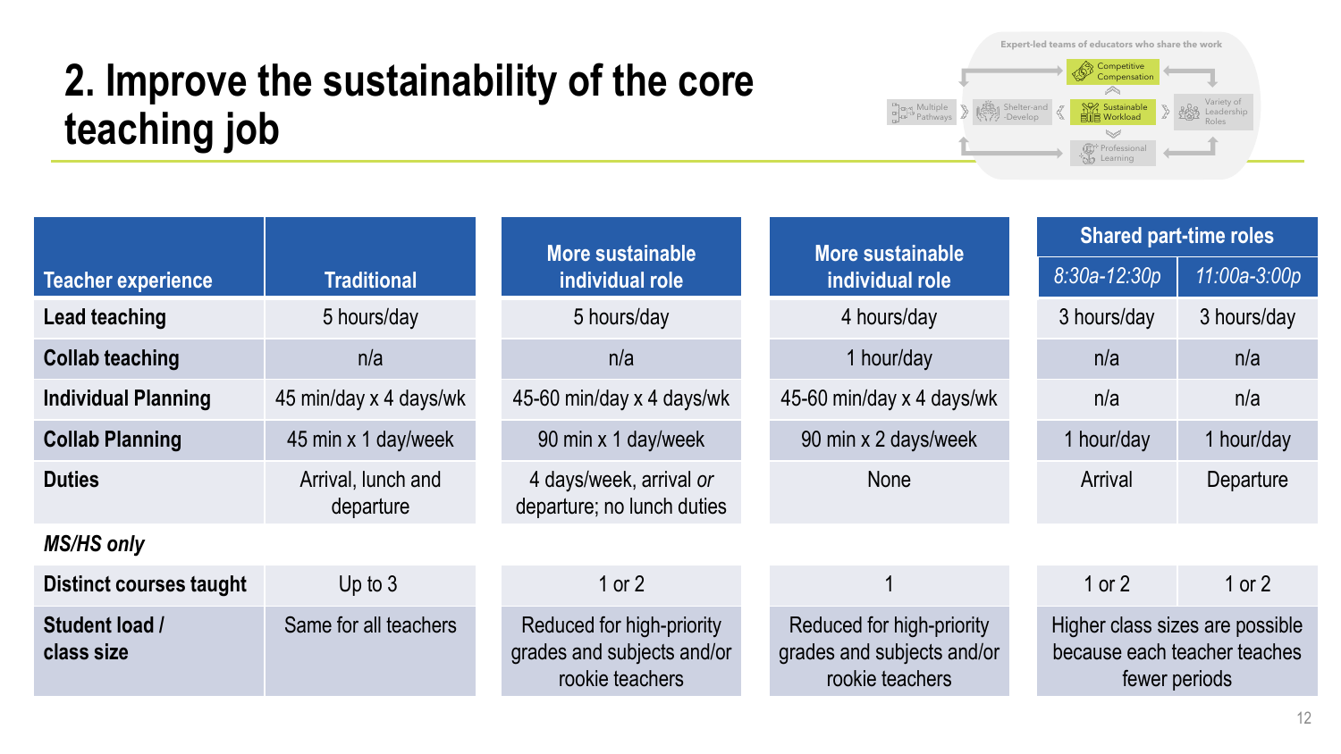# 2. Improve the sustainability of the core teaching job

Expert-led teams of educators who share the work

Competitive Compensation | Multiple Pathways | Shelter-and-Develop | Sustainable Workload | Variety of Leadership Roles | Professional Learning

| Teacher experience | Traditional | More sustainable individual role | More sustainable individual role | Shared part-time roles | |
|---|---|---|---|---|---|
| | | | | *8:30a-12:30p* | *11:00a-3:00p* |
| **Lead teaching** | 5 hours/day | 5 hours/day | 4 hours/day | 3 hours/day | 3 hours/day |
| **Collab teaching** | n/a | n/a | 1 hour/day | n/a | n/a |
| **Individual Planning** | 45 min/day x 4 days/wk | 45-60 min/day x 4 days/wk | 45-60 min/day x 4 days/wk | n/a | n/a |
| **Collab Planning** | 45 min x 1 day/week | 90 min x 1 day/week | 90 min x 2 days/week | 1 hour/day | 1 hour/day |
| **Duties** | Arrival, lunch and departure | 4 days/week, arrival *or* departure; no lunch duties | None | Arrival | Departure |
| ***MS/HS only*** | | | | | |
| **Distinct courses taught** | Up to 3 | 1 or 2 | 1 | 1 or 2 | 1 or 2 |
| **Student load / class size** | Same for all teachers | Reduced for high-priority grades and subjects and/or rookie teachers | Reduced for high-priority grades and subjects and/or rookie teachers | Higher class sizes are possible because each teacher teaches fewer periods | |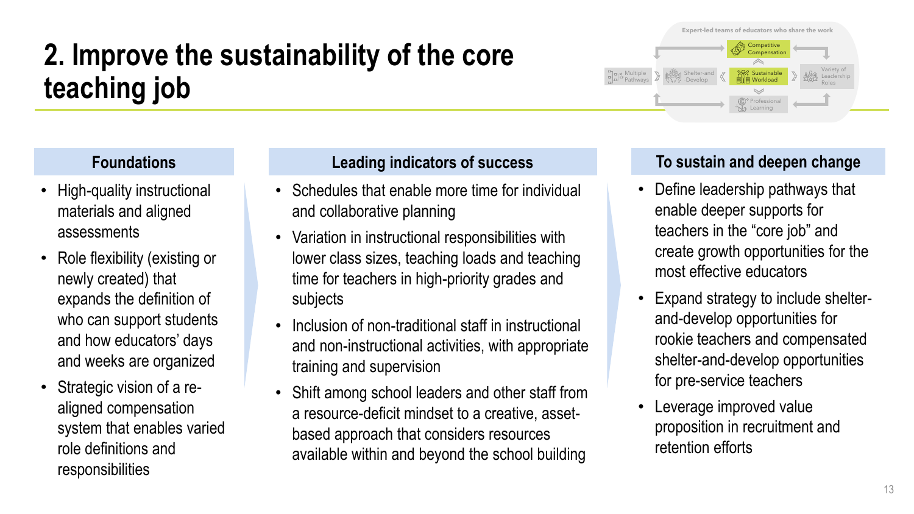# 2. Improve the sustainability of the core teaching job

Expert-led teams of educators who share the work

Competitive Compensation

Multiple Pathways | Shelter-and-Develop | Sustainable Workload | Variety of Leadership Roles

Professional Learning

### Foundations

- High-quality instructional materials and aligned assessments
- Role flexibility (existing or newly created) that expands the definition of who can support students and how educators' days and weeks are organized
- Strategic vision of a re-aligned compensation system that enables varied role definitions and responsibilities

### Leading indicators of success

- Schedules that enable more time for individual and collaborative planning
- Variation in instructional responsibilities with lower class sizes, teaching loads and teaching time for teachers in high-priority grades and subjects
- Inclusion of non-traditional staff in instructional and non-instructional activities, with appropriate training and supervision
- Shift among school leaders and other staff from a resource-deficit mindset to a creative, asset-based approach that considers resources available within and beyond the school building

### To sustain and deepen change

- Define leadership pathways that enable deeper supports for teachers in the "core job" and create growth opportunities for the most effective educators
- Expand strategy to include shelter-and-develop opportunities for rookie teachers and compensated shelter-and-develop opportunities for pre-service teachers
- Leverage improved value proposition in recruitment and retention efforts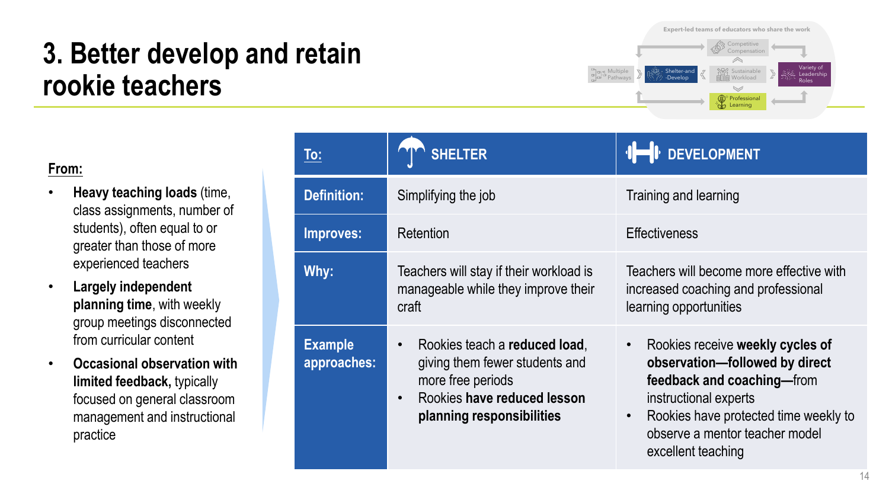# 3. Better develop and retain rookie teachers

Expert-led teams of educators who share the work

Competitive Compensation | Multiple Pathways | Shelter-and-Develop | Sustainable Workload | Variety of Leadership Roles | Professional Learning

**From:**

- **Heavy teaching loads** (time, class assignments, number of students), often equal to or greater than those of more experienced teachers
- **Largely independent planning time**, with weekly group meetings disconnected from curricular content
- **Occasional observation with limited feedback,** typically focused on general classroom management and instructional practice

| **To:** | **SHELTER** | **DEVELOPMENT** |
|---|---|---|
| **Definition:** | Simplifying the job | Training and learning |
| **Improves:** | Retention | Effectiveness |
| **Why:** | Teachers will stay if their workload is manageable while they improve their craft | Teachers will become more effective with increased coaching and professional learning opportunities |
| **Example approaches:** | • Rookies teach a **reduced load**, giving them fewer students and more free periods<br>• Rookies **have reduced lesson planning responsibilities** | • Rookies receive **weekly cycles of observation—followed by direct feedback and coaching—**from instructional experts<br>• Rookies have protected time weekly to observe a mentor teacher model excellent teaching |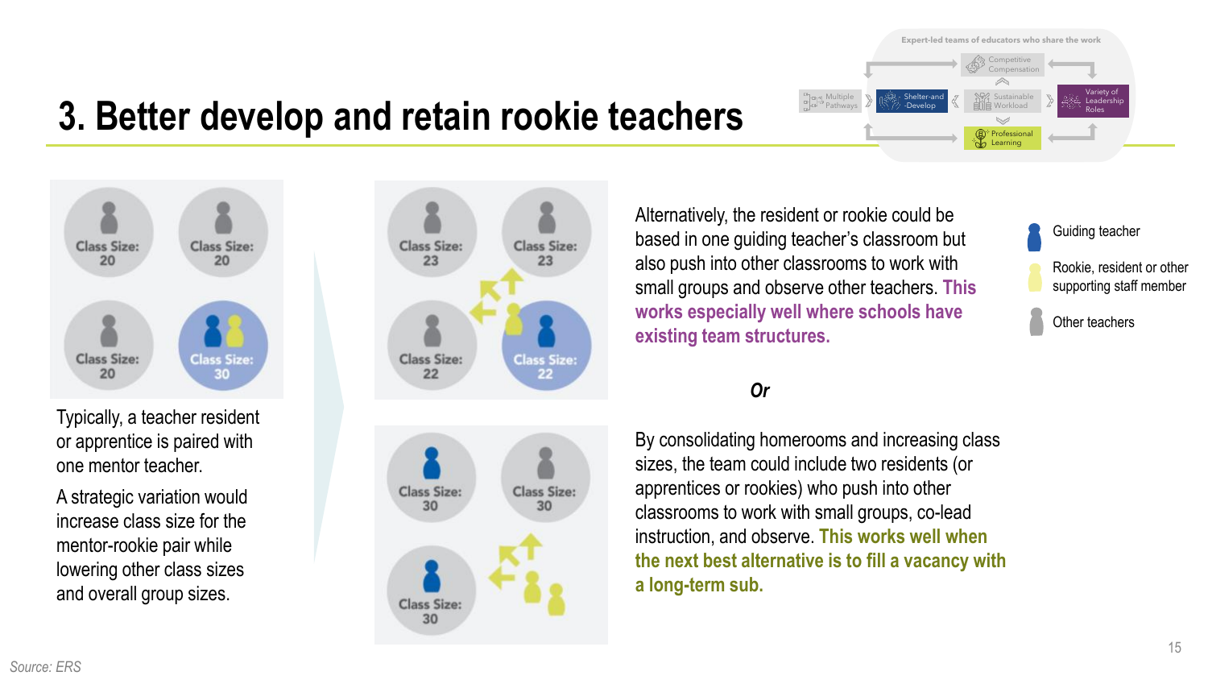# 3. Better develop and retain rookie teachers

Expert-led teams of educators who share the work

Multiple Pathways | Shelter-and-Develop | Competitive Compensation | Sustainable Workload | Professional Learning | Variety of Leadership Roles

Class Size: 20 | Class Size: 20 | Class Size: 20 | Class Size: 30

Typically, a teacher resident or apprentice is paired with one mentor teacher.

A strategic variation would increase class size for the mentor-rookie pair while lowering other class sizes and overall group sizes.

Class Size: 23 | Class Size: 23 | Class Size: 22 | Class Size: 22

Alternatively, the resident or rookie could be based in one guiding teacher's classroom but also push into other classrooms to work with small groups and observe other teachers. **This works especially well where schools have existing team structures.**

***Or***

Class Size: 30 | Class Size: 30 | Class Size: 30

By consolidating homerooms and increasing class sizes, the team could include two residents (or apprentices or rookies) who push into other classrooms to work with small groups, co-lead instruction, and observe. **This works well when the next best alternative is to fill a vacancy with a long-term sub.**

- Guiding teacher
- Rookie, resident or other supporting staff member
- Other teachers

*Source: ERS*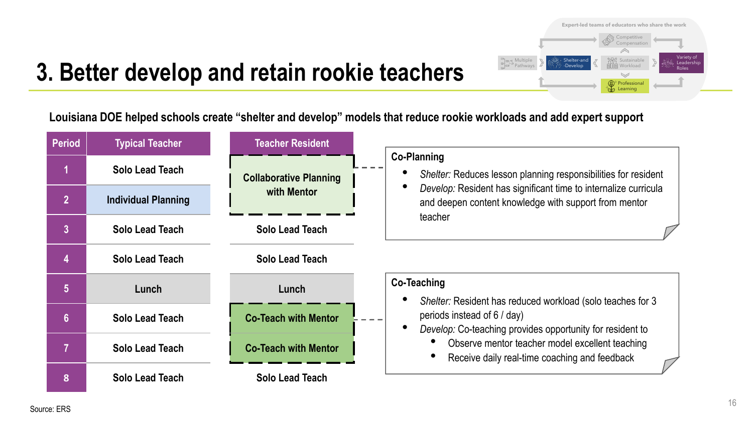# 3. Better develop and retain rookie teachers

Expert-led teams of educators who share the work: Multiple Pathways, Shelter-and-Develop, Competitive Compensation, Sustainable Workload, Professional Learning, Variety of Leadership Roles

**Louisiana DOE helped schools create "shelter and develop" models that reduce rookie workloads and add expert support**

| Period | Typical Teacher | Teacher Resident |
|---|---|---|
| 1 | Solo Lead Teach | Collaborative Planning with Mentor |
| 2 | Individual Planning | Collaborative Planning with Mentor |
| 3 | Solo Lead Teach | Solo Lead Teach |
| 4 | Solo Lead Teach | Solo Lead Teach |
| 5 | Lunch | Lunch |
| 6 | Solo Lead Teach | Co-Teach with Mentor |
| 7 | Solo Lead Teach | Co-Teach with Mentor |
| 8 | Solo Lead Teach | Solo Lead Teach |

**Co-Planning**

- *Shelter:* Reduces lesson planning responsibilities for resident
- *Develop:* Resident has significant time to internalize curricula and deepen content knowledge with support from mentor teacher

**Co-Teaching**

- *Shelter:* Resident has reduced workload (solo teaches for 3 periods instead of 6 / day)
- *Develop:* Co-teaching provides opportunity for resident to
  - Observe mentor teacher model excellent teaching
  - Receive daily real-time coaching and feedback

Source: ERS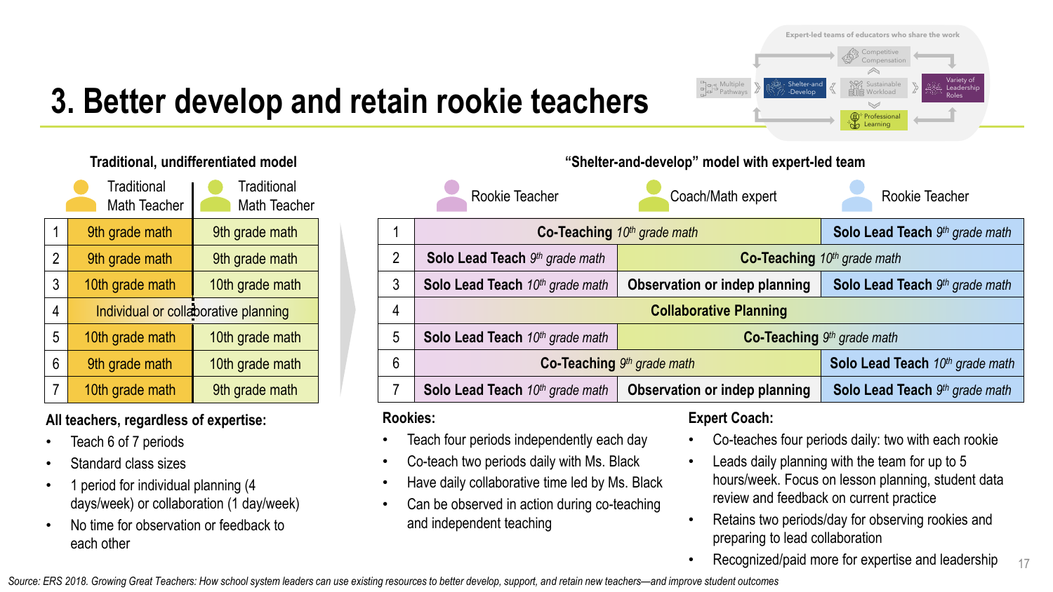# 3. Better develop and retain rookie teachers

Expert-led teams of educators who share the work

Multiple Pathways › Shelter-and-Develop ‹ Sustainable Workload › Variety of Leadership Roles; Competitive Compensation; Professional Learning

**Traditional, undifferentiated model**

| | Traditional Math Teacher | Traditional Math Teacher |
|---|---|---|
| 1 | 9th grade math | 9th grade math |
| 2 | 9th grade math | 9th grade math |
| 3 | 10th grade math | 10th grade math |
| 4 | Individual or collaborative planning | |
| 5 | 10th grade math | 10th grade math |
| 6 | 9th grade math | 10th grade math |
| 7 | 10th grade math | 9th grade math |

**All teachers, regardless of expertise:**

- Teach 6 of 7 periods
- Standard class sizes
- 1 period for individual planning (4 days/week) or collaboration (1 day/week)
- No time for observation or feedback to each other

**"Shelter-and-develop" model with expert-led team**

| | Rookie Teacher | Coach/Math expert | Rookie Teacher |
|---|---|---|---|
| 1 | **Co-Teaching** *10th grade math* | | **Solo Lead Teach** *9th grade math* |
| 2 | **Solo Lead Teach** *9th grade math* | **Co-Teaching** *10th grade math* | |
| 3 | **Solo Lead Teach** *10th grade math* | **Observation or indep planning** | **Solo Lead Teach** *9th grade math* |
| 4 | **Collaborative Planning** | | |
| 5 | **Solo Lead Teach** *10th grade math* | **Co-Teaching** *9th grade math* | |
| 6 | **Co-Teaching** *9th grade math* | | **Solo Lead Teach** *10th grade math* |
| 7 | **Solo Lead Teach** *10th grade math* | **Observation or indep planning** | **Solo Lead Teach** *9th grade math* |

**Rookies:**

- Teach four periods independently each day
- Co-teach two periods daily with Ms. Black
- Have daily collaborative time led by Ms. Black
- Can be observed in action during co-teaching and independent teaching

**Expert Coach:**

- Co-teaches four periods daily: two with each rookie
- Leads daily planning with the team for up to 5 hours/week. Focus on lesson planning, student data review and feedback on current practice
- Retains two periods/day for observing rookies and preparing to lead collaboration
- Recognized/paid more for expertise and leadership

*Source: ERS 2018. Growing Great Teachers: How school system leaders can use existing resources to better develop, support, and retain new teachers—and improve student outcomes*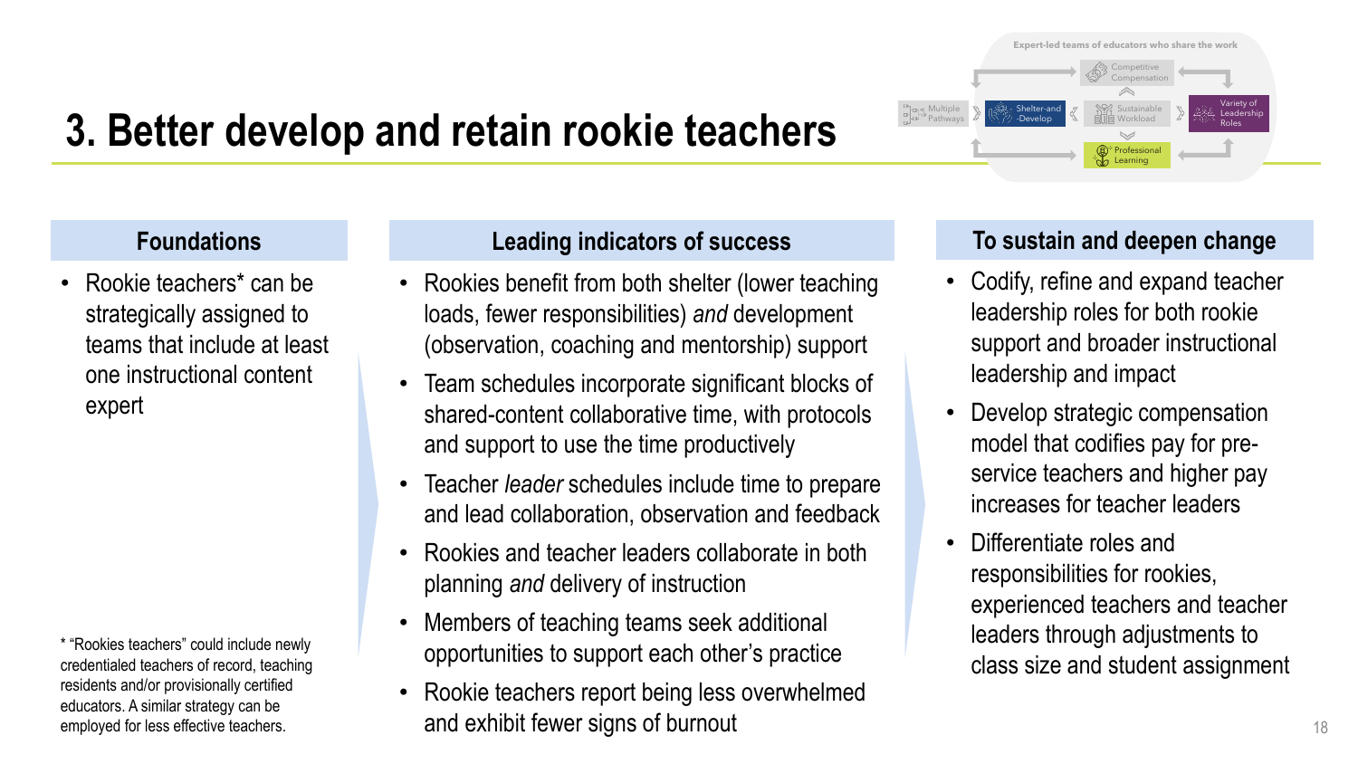# 3. Better develop and retain rookie teachers

Expert-led teams of educators who share the work

Multiple Pathways | Shelter-and-Develop | Competitive Compensation | Sustainable Workload | Professional Learning | Variety of Leadership Roles

### Foundations

- Rookie teachers* can be strategically assigned to teams that include at least one instructional content expert

\* "Rookies teachers" could include newly credentialed teachers of record, teaching residents and/or provisionally certified educators. A similar strategy can be employed for less effective teachers.

### Leading indicators of success

- Rookies benefit from both shelter (lower teaching loads, fewer responsibilities) *and* development (observation, coaching and mentorship) support
- Team schedules incorporate significant blocks of shared-content collaborative time, with protocols and support to use the time productively
- Teacher *leader* schedules include time to prepare and lead collaboration, observation and feedback
- Rookies and teacher leaders collaborate in both planning *and* delivery of instruction
- Members of teaching teams seek additional opportunities to support each other's practice
- Rookie teachers report being less overwhelmed and exhibit fewer signs of burnout

### To sustain and deepen change

- Codify, refine and expand teacher leadership roles for both rookie support and broader instructional leadership and impact
- Develop strategic compensation model that codifies pay for pre-service teachers and higher pay increases for teacher leaders
- Differentiate roles and responsibilities for rookies, experienced teachers and teacher leaders through adjustments to class size and student assignment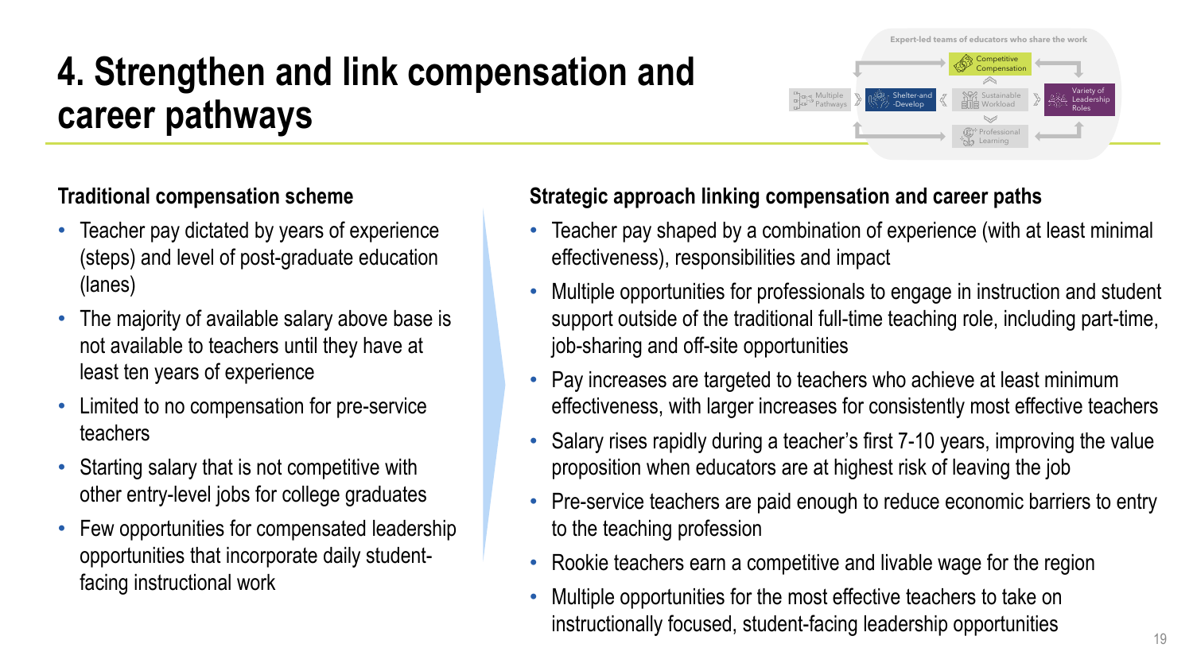# 4. Strengthen and link compensation and career pathways

Expert-led teams of educators who share the work

Competitive Compensation

Multiple Pathways | Shelter-and-Develop | Sustainable Workload | Variety of Leadership Roles

Professional Learning

## Traditional compensation scheme

- Teacher pay dictated by years of experience (steps) and level of post-graduate education (lanes)
- The majority of available salary above base is not available to teachers until they have at least ten years of experience
- Limited to no compensation for pre-service teachers
- Starting salary that is not competitive with other entry-level jobs for college graduates
- Few opportunities for compensated leadership opportunities that incorporate daily student-facing instructional work

## Strategic approach linking compensation and career paths

- Teacher pay shaped by a combination of experience (with at least minimal effectiveness), responsibilities and impact
- Multiple opportunities for professionals to engage in instruction and student support outside of the traditional full-time teaching role, including part-time, job-sharing and off-site opportunities
- Pay increases are targeted to teachers who achieve at least minimum effectiveness, with larger increases for consistently most effective teachers
- Salary rises rapidly during a teacher's first 7-10 years, improving the value proposition when educators are at highest risk of leaving the job
- Pre-service teachers are paid enough to reduce economic barriers to entry to the teaching profession
- Rookie teachers earn a competitive and livable wage for the region
- Multiple opportunities for the most effective teachers to take on instructionally focused, student-facing leadership opportunities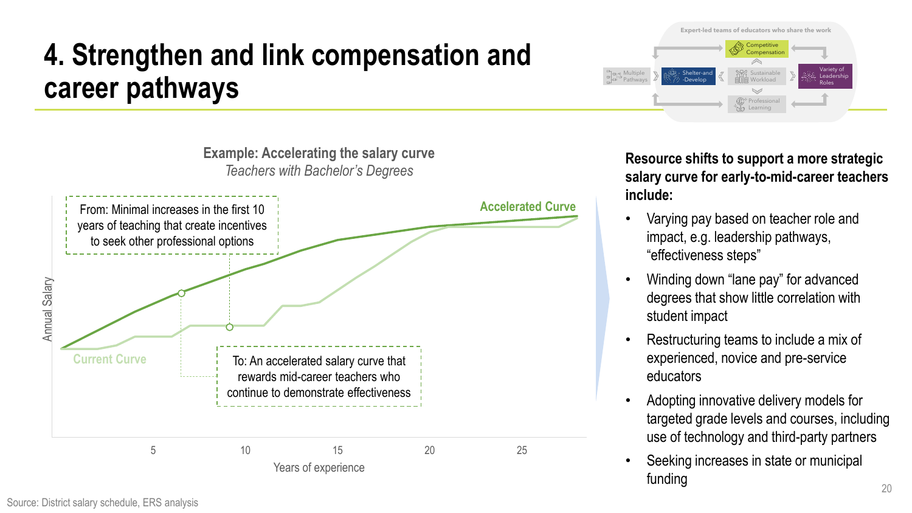# 4. Strengthen and link compensation and career pathways

Expert-led teams of educators who share the work

Multiple Pathways | Shelter-and-Develop | Competitive Compensation | Sustainable Workload | Professional Learning | Variety of Leadership Roles

**Example: Accelerating the salary curve**

*Teachers with Bachelor's Degrees*

From: Minimal increases in the first 10 years of teaching that create incentives to seek other professional options

To: An accelerated salary curve that rewards mid-career teachers who continue to demonstrate effectiveness

Accelerated Curve

Current Curve

Annual Salary

Years of experience: 5, 10, 15, 20, 25

**Resource shifts to support a more strategic salary curve for early-to-mid-career teachers include:**

- Varying pay based on teacher role and impact, e.g. leadership pathways, "effectiveness steps"
- Winding down "lane pay" for advanced degrees that show little correlation with student impact
- Restructuring teams to include a mix of experienced, novice and pre-service educators
- Adopting innovative delivery models for targeted grade levels and courses, including use of technology and third-party partners
- Seeking increases in state or municipal funding

Source: District salary schedule, ERS analysis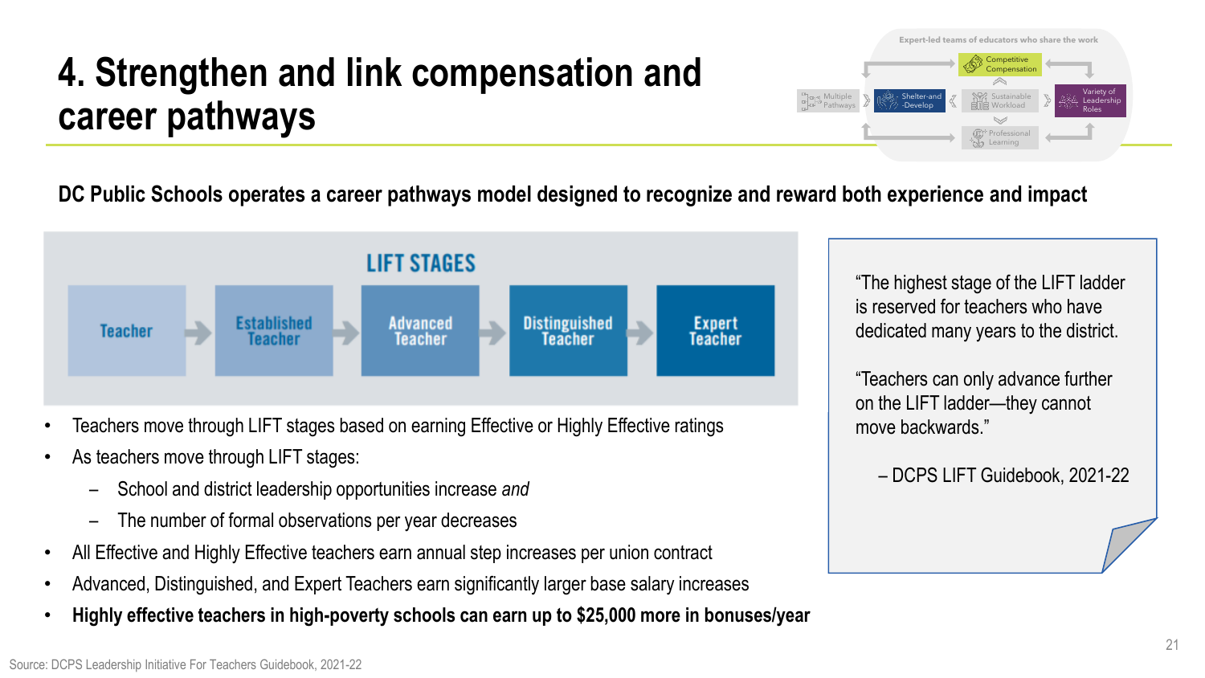# 4. Strengthen and link compensation and career pathways

Expert-led teams of educators who share the work

Competitive Compensation | Multiple Pathways | Shelter-and-Develop | Sustainable Workload | Variety of Leadership Roles | Professional Learning

**DC Public Schools operates a career pathways model designed to recognize and reward both experience and impact**

## LIFT STAGES

Teacher → Established Teacher → Advanced Teacher → Distinguished Teacher → Expert Teacher

- Teachers move through LIFT stages based on earning Effective or Highly Effective ratings
- As teachers move through LIFT stages:
  - School and district leadership opportunities increase *and*
  - The number of formal observations per year decreases
- All Effective and Highly Effective teachers earn annual step increases per union contract
- Advanced, Distinguished, and Expert Teachers earn significantly larger base salary increases
- **Highly effective teachers in high-poverty schools can earn up to $25,000 more in bonuses/year**

> "The highest stage of the LIFT ladder is reserved for teachers who have dedicated many years to the district.
>
> "Teachers can only advance further on the LIFT ladder—they cannot move backwards."
>
> – DCPS LIFT Guidebook, 2021-22

Source: DCPS Leadership Initiative For Teachers Guidebook, 2021-22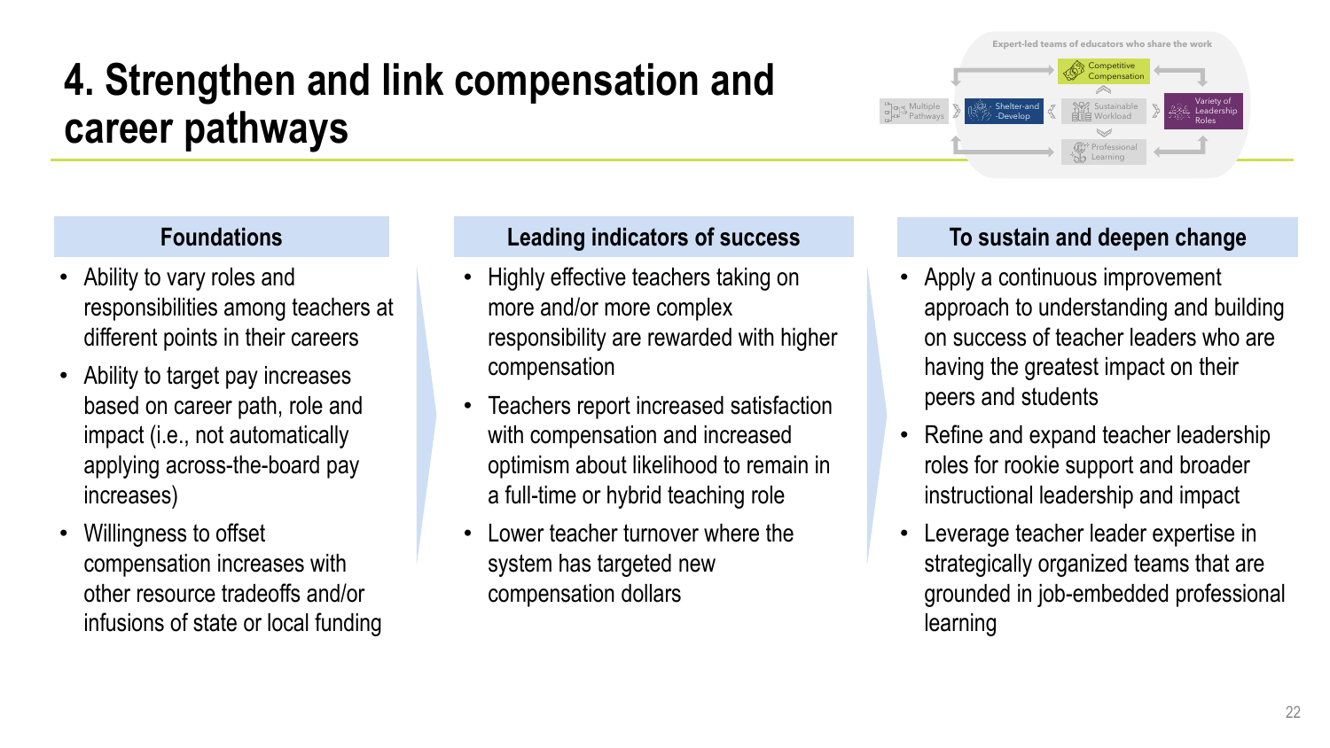# 4. Strengthen and link compensation and career pathways

Expert-led teams of educators who share the work

Competitive Compensation

Multiple Pathways

Shelter-and-Develop

Sustainable Workload

Variety of Leadership Roles

Professional Learning

### Foundations

- Ability to vary roles and responsibilities among teachers at different points in their careers
- Ability to target pay increases based on career path, role and impact (i.e., not automatically applying across-the-board pay increases)
- Willingness to offset compensation increases with other resource tradeoffs and/or infusions of state or local funding

### Leading indicators of success

- Highly effective teachers taking on more and/or more complex responsibility are rewarded with higher compensation
- Teachers report increased satisfaction with compensation and increased optimism about likelihood to remain in a full-time or hybrid teaching role
- Lower teacher turnover where the system has targeted new compensation dollars

### To sustain and deepen change

- Apply a continuous improvement approach to understanding and building on success of teacher leaders who are having the greatest impact on their peers and students
- Refine and expand teacher leadership roles for rookie support and broader instructional leadership and impact
- Leverage teacher leader expertise in strategically organized teams that are grounded in job-embedded professional learning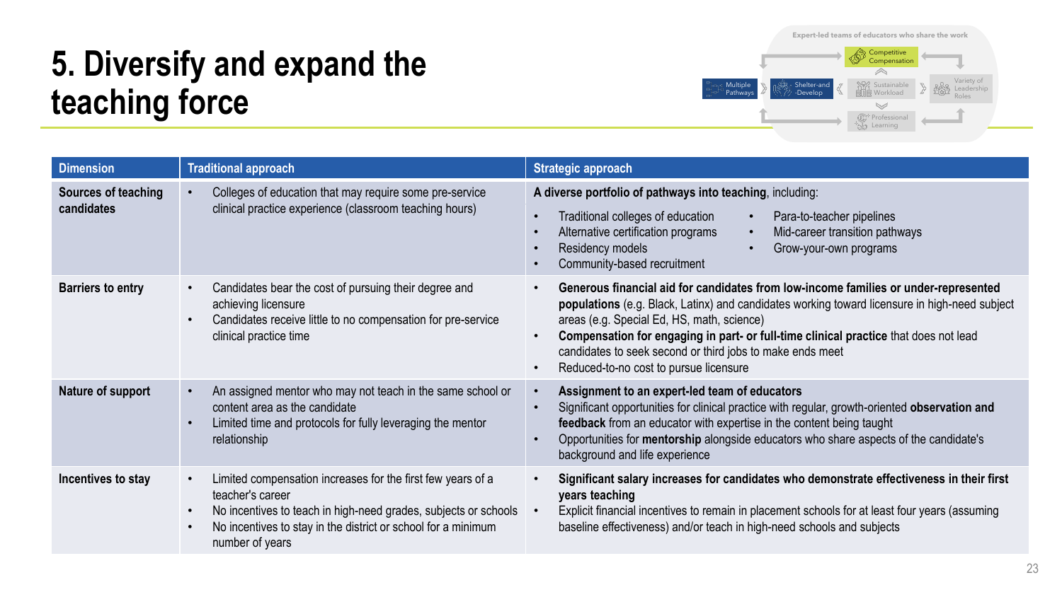# 5. Diversify and expand the teaching force

Expert-led teams of educators who share the work

Multiple Pathways | Shelter-and-Develop | Competitive Compensation | Sustainable Workload | Professional Learning | Variety of Leadership Roles

| Dimension | Traditional approach | Strategic approach |
|---|---|---|
| **Sources of teaching candidates** | • Colleges of education that may require some pre-service clinical practice experience (classroom teaching hours) | **A diverse portfolio of pathways into teaching**, including:<br>• Traditional colleges of education<br>• Alternative certification programs<br>• Residency models<br>• Community-based recruitment<br>• Para-to-teacher pipelines<br>• Mid-career transition pathways<br>• Grow-your-own programs |
| **Barriers to entry** | • Candidates bear the cost of pursuing their degree and achieving licensure<br>• Candidates receive little to no compensation for pre-service clinical practice time | • **Generous financial aid for candidates from low-income families or under-represented populations** (e.g. Black, Latinx) and candidates working toward licensure in high-need subject areas (e.g. Special Ed, HS, math, science)<br>• **Compensation for engaging in part- or full-time clinical practice** that does not lead candidates to seek second or third jobs to make ends meet<br>• Reduced-to-no cost to pursue licensure |
| **Nature of support** | • An assigned mentor who may not teach in the same school or content area as the candidate<br>• Limited time and protocols for fully leveraging the mentor relationship | • **Assignment to an expert-led team of educators**<br>• Significant opportunities for clinical practice with regular, growth-oriented **observation and feedback** from an educator with expertise in the content being taught<br>• Opportunities for **mentorship** alongside educators who share aspects of the candidate's background and life experience |
| **Incentives to stay** | • Limited compensation increases for the first few years of a teacher's career<br>• No incentives to teach in high-need grades, subjects or schools<br>• No incentives to stay in the district or school for a minimum number of years | • **Significant salary increases for candidates who demonstrate effectiveness in their first years teaching**<br>• Explicit financial incentives to remain in placement schools for at least four years (assuming baseline effectiveness) and/or teach in high-need schools and subjects |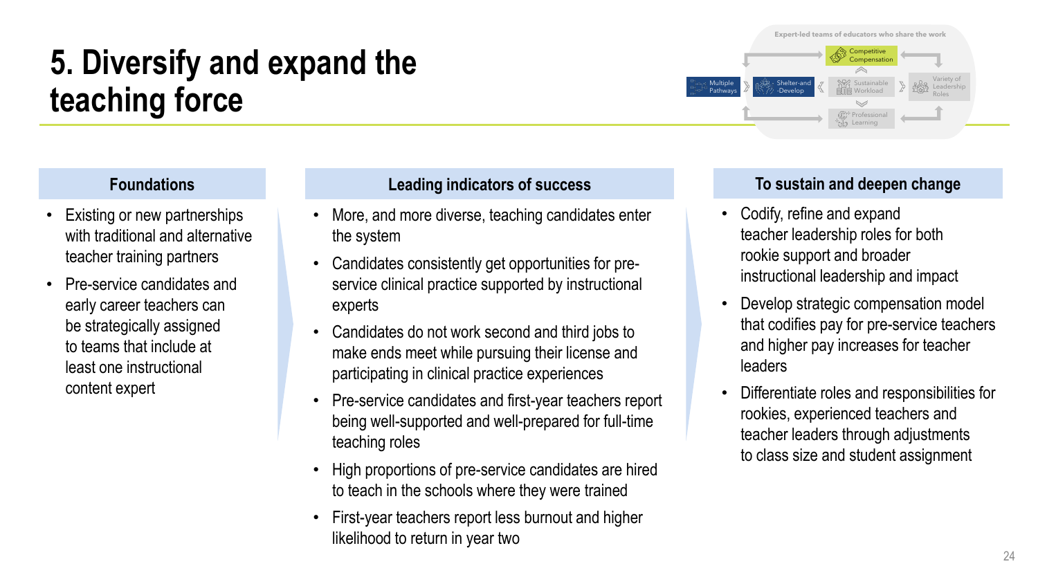# 5. Diversify and expand the teaching force

Expert-led teams of educators who share the work

Multiple Pathways

Shelter-and-Develop

Competitive Compensation

Sustainable Workload

Professional Learning

Variety of Leadership Roles

## Foundations

- Existing or new partnerships with traditional and alternative teacher training partners
- Pre-service candidates and early career teachers can be strategically assigned to teams that include at least one instructional content expert

## Leading indicators of success

- More, and more diverse, teaching candidates enter the system
- Candidates consistently get opportunities for pre-service clinical practice supported by instructional experts
- Candidates do not work second and third jobs to make ends meet while pursuing their license and participating in clinical practice experiences
- Pre-service candidates and first-year teachers report being well-supported and well-prepared for full-time teaching roles
- High proportions of pre-service candidates are hired to teach in the schools where they were trained
- First-year teachers report less burnout and higher likelihood to return in year two

## To sustain and deepen change

- Codify, refine and expand teacher leadership roles for both rookie support and broader instructional leadership and impact
- Develop strategic compensation model that codifies pay for pre-service teachers and higher pay increases for teacher leaders
- Differentiate roles and responsibilities for rookies, experienced teachers and teacher leaders through adjustments to class size and student assignment